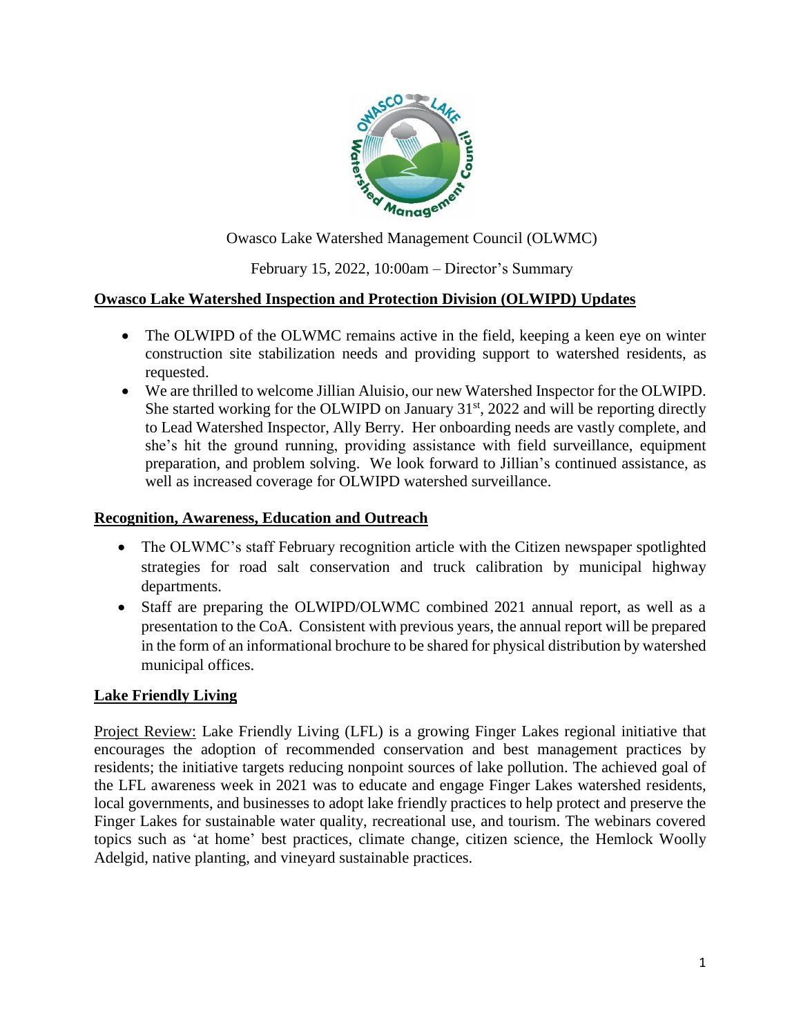Owasco Lake Watershed Management Council (OLWMC)

February 15, 2022, 10:00am – Director's Summary

## Owasco Lake Watershed Inspection and Protection Division (OLWIPD) Updates

- The OLWIPD of the OLWMC remains active in the field, keeping a keen eye on winter construction site stabilization needs and providing support to watershed residents, as requested.
- We are thrilled to welcome Jillian Aluisio, our new Watershed Inspector for the OLWIPD. She started working for the OLWIPD on January 31st, 2022 and will be reporting directly to Lead Watershed Inspector, Ally Berry. Her onboarding needs are vastly complete, and she's hit the ground running, providing assistance with field surveillance, equipment preparation, and problem solving. We look forward to Jillian's continued assistance, as well as increased coverage for OLWIPD watershed surveillance.

## Recognition, Awareness, Education and Outreach

- The OLWMC's staff February recognition article with the Citizen newspaper spotlighted strategies for road salt conservation and truck calibration by municipal highway departments.
- Staff are preparing the OLWIPD/OLWMC combined 2021 annual report, as well as a presentation to the CoA. Consistent with previous years, the annual report will be prepared in the form of an informational brochure to be shared for physical distribution by watershed municipal offices.

## Lake Friendly Living

Project Review: Lake Friendly Living (LFL) is a growing Finger Lakes regional initiative that encourages the adoption of recommended conservation and best management practices by residents; the initiative targets reducing nonpoint sources of lake pollution. The achieved goal of the LFL awareness week in 2021 was to educate and engage Finger Lakes watershed residents, local governments, and businesses to adopt lake friendly practices to help protect and preserve the Finger Lakes for sustainable water quality, recreational use, and tourism. The webinars covered topics such as 'at home' best practices, climate change, citizen science, the Hemlock Woolly Adelgid, native planting, and vineyard sustainable practices.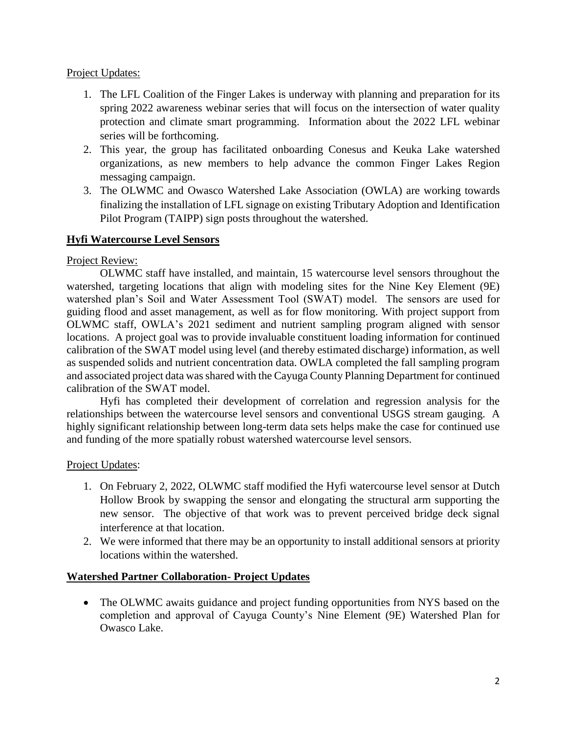Project Updates:

1. The LFL Coalition of the Finger Lakes is underway with planning and preparation for its spring 2022 awareness webinar series that will focus on the intersection of water quality protection and climate smart programming. Information about the 2022 LFL webinar series will be forthcoming.
2. This year, the group has facilitated onboarding Conesus and Keuka Lake watershed organizations, as new members to help advance the common Finger Lakes Region messaging campaign.
3. The OLWMC and Owasco Watershed Lake Association (OWLA) are working towards finalizing the installation of LFL signage on existing Tributary Adoption and Identification Pilot Program (TAIPP) sign posts throughout the watershed.

## **Hyfi Watercourse Level Sensors**

Project Review:

OLWMC staff have installed, and maintain, 15 watercourse level sensors throughout the watershed, targeting locations that align with modeling sites for the Nine Key Element (9E) watershed plan's Soil and Water Assessment Tool (SWAT) model. The sensors are used for guiding flood and asset management, as well as for flow monitoring. With project support from OLWMC staff, OWLA's 2021 sediment and nutrient sampling program aligned with sensor locations. A project goal was to provide invaluable constituent loading information for continued calibration of the SWAT model using level (and thereby estimated discharge) information, as well as suspended solids and nutrient concentration data. OWLA completed the fall sampling program and associated project data was shared with the Cayuga County Planning Department for continued calibration of the SWAT model.

Hyfi has completed their development of correlation and regression analysis for the relationships between the watercourse level sensors and conventional USGS stream gauging. A highly significant relationship between long-term data sets helps make the case for continued use and funding of the more spatially robust watershed watercourse level sensors.

Project Updates:

1. On February 2, 2022, OLWMC staff modified the Hyfi watercourse level sensor at Dutch Hollow Brook by swapping the sensor and elongating the structural arm supporting the new sensor. The objective of that work was to prevent perceived bridge deck signal interference at that location.
2. We were informed that there may be an opportunity to install additional sensors at priority locations within the watershed.

## **Watershed Partner Collaboration- Project Updates**

- The OLWMC awaits guidance and project funding opportunities from NYS based on the completion and approval of Cayuga County's Nine Element (9E) Watershed Plan for Owasco Lake.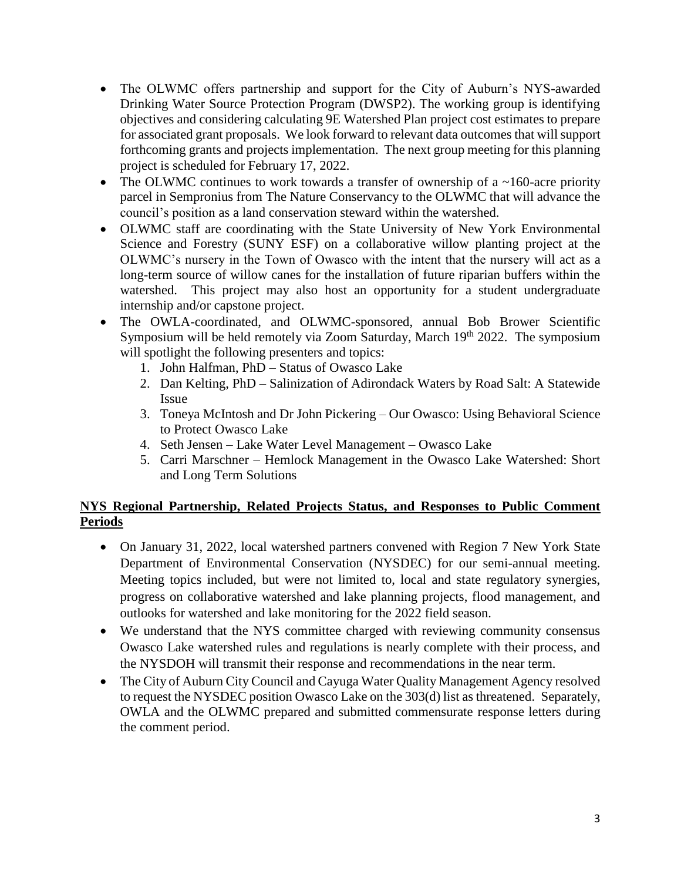- The OLWMC offers partnership and support for the City of Auburn's NYS-awarded Drinking Water Source Protection Program (DWSP2). The working group is identifying objectives and considering calculating 9E Watershed Plan project cost estimates to prepare for associated grant proposals. We look forward to relevant data outcomes that will support forthcoming grants and projects implementation. The next group meeting for this planning project is scheduled for February 17, 2022.
- The OLWMC continues to work towards a transfer of ownership of a ~160-acre priority parcel in Sempronius from The Nature Conservancy to the OLWMC that will advance the council's position as a land conservation steward within the watershed.
- OLWMC staff are coordinating with the State University of New York Environmental Science and Forestry (SUNY ESF) on a collaborative willow planting project at the OLWMC's nursery in the Town of Owasco with the intent that the nursery will act as a long-term source of willow canes for the installation of future riparian buffers within the watershed. This project may also host an opportunity for a student undergraduate internship and/or capstone project.
- The OWLA-coordinated, and OLWMC-sponsored, annual Bob Brower Scientific Symposium will be held remotely via Zoom Saturday, March 19th 2022. The symposium will spotlight the following presenters and topics:
    1. John Halfman, PhD – Status of Owasco Lake
    2. Dan Kelting, PhD – Salinization of Adirondack Waters by Road Salt: A Statewide Issue
    3. Toneya McIntosh and Dr John Pickering – Our Owasco: Using Behavioral Science to Protect Owasco Lake
    4. Seth Jensen – Lake Water Level Management – Owasco Lake
    5. Carri Marschner – Hemlock Management in the Owasco Lake Watershed: Short and Long Term Solutions

**NYS Regional Partnership, Related Projects Status, and Responses to Public Comment Periods**

- On January 31, 2022, local watershed partners convened with Region 7 New York State Department of Environmental Conservation (NYSDEC) for our semi-annual meeting. Meeting topics included, but were not limited to, local and state regulatory synergies, progress on collaborative watershed and lake planning projects, flood management, and outlooks for watershed and lake monitoring for the 2022 field season.
- We understand that the NYS committee charged with reviewing community consensus Owasco Lake watershed rules and regulations is nearly complete with their process, and the NYSDOH will transmit their response and recommendations in the near term.
- The City of Auburn City Council and Cayuga Water Quality Management Agency resolved to request the NYSDEC position Owasco Lake on the 303(d) list as threatened. Separately, OWLA and the OLWMC prepared and submitted commensurate response letters during the comment period.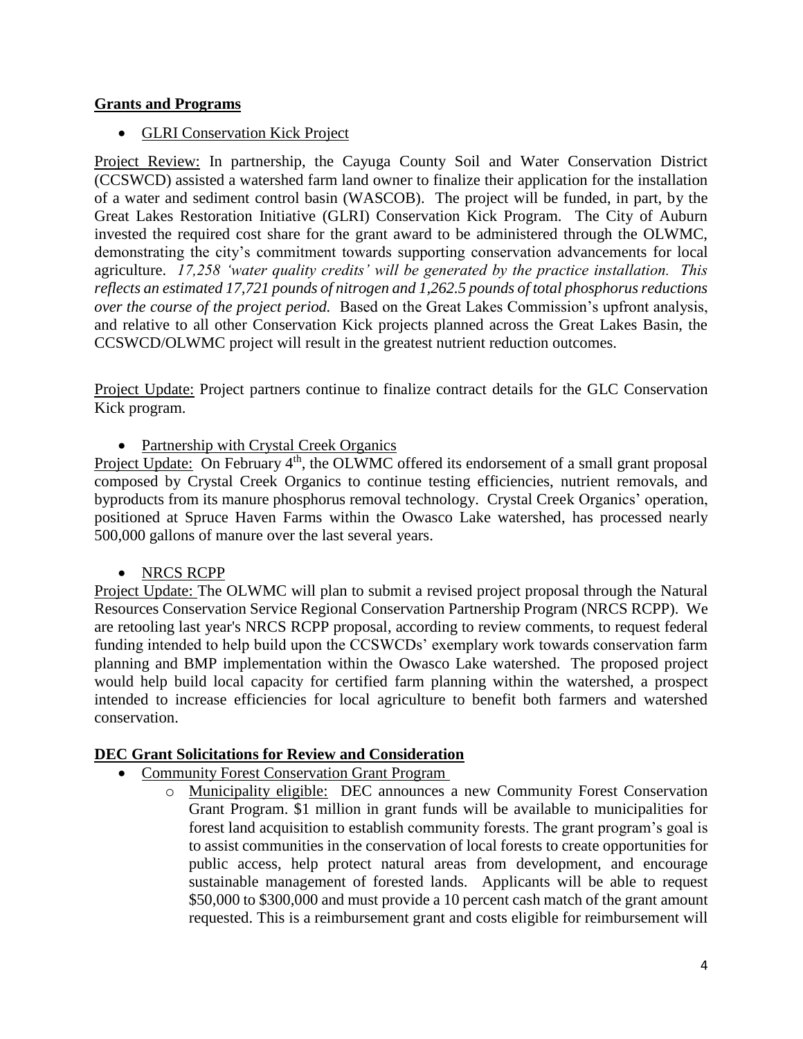## Grants and Programs

- GLRI Conservation Kick Project

Project Review: In partnership, the Cayuga County Soil and Water Conservation District (CCSWCD) assisted a watershed farm land owner to finalize their application for the installation of a water and sediment control basin (WASCOB). The project will be funded, in part, by the Great Lakes Restoration Initiative (GLRI) Conservation Kick Program. The City of Auburn invested the required cost share for the grant award to be administered through the OLWMC, demonstrating the city's commitment towards supporting conservation advancements for local agriculture. *17,258 'water quality credits' will be generated by the practice installation. This reflects an estimated 17,721 pounds of nitrogen and 1,262.5 pounds of total phosphorus reductions over the course of the project period.* Based on the Great Lakes Commission's upfront analysis, and relative to all other Conservation Kick projects planned across the Great Lakes Basin, the CCSWCD/OLWMC project will result in the greatest nutrient reduction outcomes.

Project Update: Project partners continue to finalize contract details for the GLC Conservation Kick program.

- Partnership with Crystal Creek Organics

Project Update: On February 4th, the OLWMC offered its endorsement of a small grant proposal composed by Crystal Creek Organics to continue testing efficiencies, nutrient removals, and byproducts from its manure phosphorus removal technology. Crystal Creek Organics' operation, positioned at Spruce Haven Farms within the Owasco Lake watershed, has processed nearly 500,000 gallons of manure over the last several years.

- NRCS RCPP

Project Update: The OLWMC will plan to submit a revised project proposal through the Natural Resources Conservation Service Regional Conservation Partnership Program (NRCS RCPP). We are retooling last year's NRCS RCPP proposal, according to review comments, to request federal funding intended to help build upon the CCSWCDs' exemplary work towards conservation farm planning and BMP implementation within the Owasco Lake watershed. The proposed project would help build local capacity for certified farm planning within the watershed, a prospect intended to increase efficiencies for local agriculture to benefit both farmers and watershed conservation.

## DEC Grant Solicitations for Review and Consideration

- Community Forest Conservation Grant Program
  - Municipality eligible: DEC announces a new Community Forest Conservation Grant Program. $1 million in grant funds will be available to municipalities for forest land acquisition to establish community forests. The grant program's goal is to assist communities in the conservation of local forests to create opportunities for public access, help protect natural areas from development, and encourage sustainable management of forested lands. Applicants will be able to request $50,000 to $300,000 and must provide a 10 percent cash match of the grant amount requested. This is a reimbursement grant and costs eligible for reimbursement will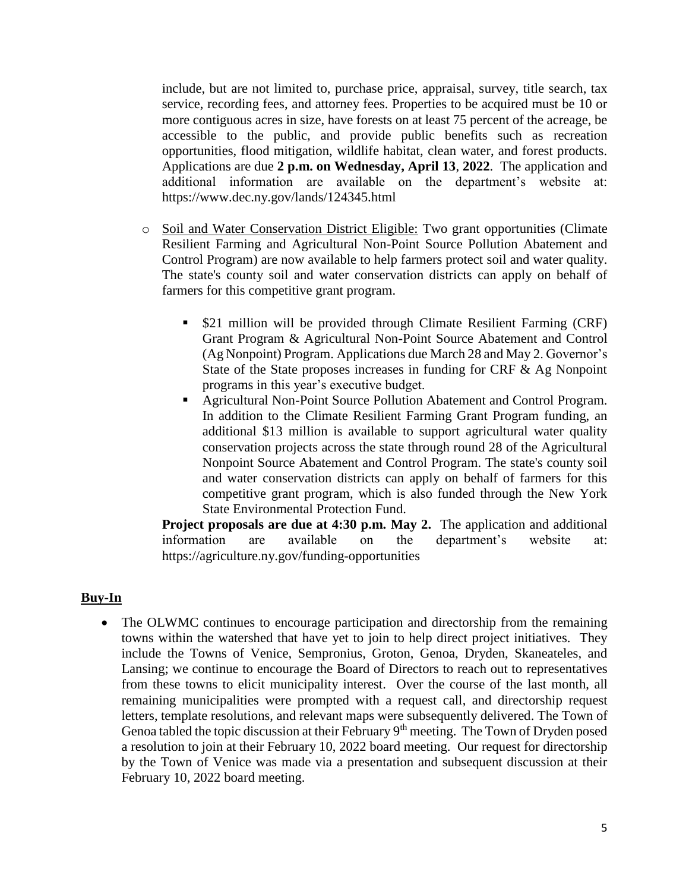include, but are not limited to, purchase price, appraisal, survey, title search, tax service, recording fees, and attorney fees. Properties to be acquired must be 10 or more contiguous acres in size, have forests on at least 75 percent of the acreage, be accessible to the public, and provide public benefits such as recreation opportunities, flood mitigation, wildlife habitat, clean water, and forest products. Applications are due **2 p.m. on Wednesday, April 13**, **2022**. The application and additional information are available on the department's website at: https://www.dec.ny.gov/lands/124345.html

- <u>Soil and Water Conservation District Eligible:</u> Two grant opportunities (Climate Resilient Farming and Agricultural Non-Point Source Pollution Abatement and Control Program) are now available to help farmers protect soil and water quality. The state's county soil and water conservation districts can apply on behalf of farmers for this competitive grant program.
  - $21 million will be provided through Climate Resilient Farming (CRF) Grant Program & Agricultural Non-Point Source Abatement and Control (Ag Nonpoint) Program. Applications due March 28 and May 2. Governor's State of the State proposes increases in funding for CRF & Ag Nonpoint programs in this year's executive budget.
  - Agricultural Non-Point Source Pollution Abatement and Control Program. In addition to the Climate Resilient Farming Grant Program funding, an additional $13 million is available to support agricultural water quality conservation projects across the state through round 28 of the Agricultural Nonpoint Source Abatement and Control Program. The state's county soil and water conservation districts can apply on behalf of farmers for this competitive grant program, which is also funded through the New York State Environmental Protection Fund.

  **Project proposals are due at 4:30 p.m. May 2.** The application and additional information are available on the department's website at: https://agriculture.ny.gov/funding-opportunities

## Buy-In

- The OLWMC continues to encourage participation and directorship from the remaining towns within the watershed that have yet to join to help direct project initiatives. They include the Towns of Venice, Sempronius, Groton, Genoa, Dryden, Skaneateles, and Lansing; we continue to encourage the Board of Directors to reach out to representatives from these towns to elicit municipality interest. Over the course of the last month, all remaining municipalities were prompted with a request call, and directorship request letters, template resolutions, and relevant maps were subsequently delivered. The Town of Genoa tabled the topic discussion at their February 9th meeting. The Town of Dryden posed a resolution to join at their February 10, 2022 board meeting. Our request for directorship by the Town of Venice was made via a presentation and subsequent discussion at their February 10, 2022 board meeting.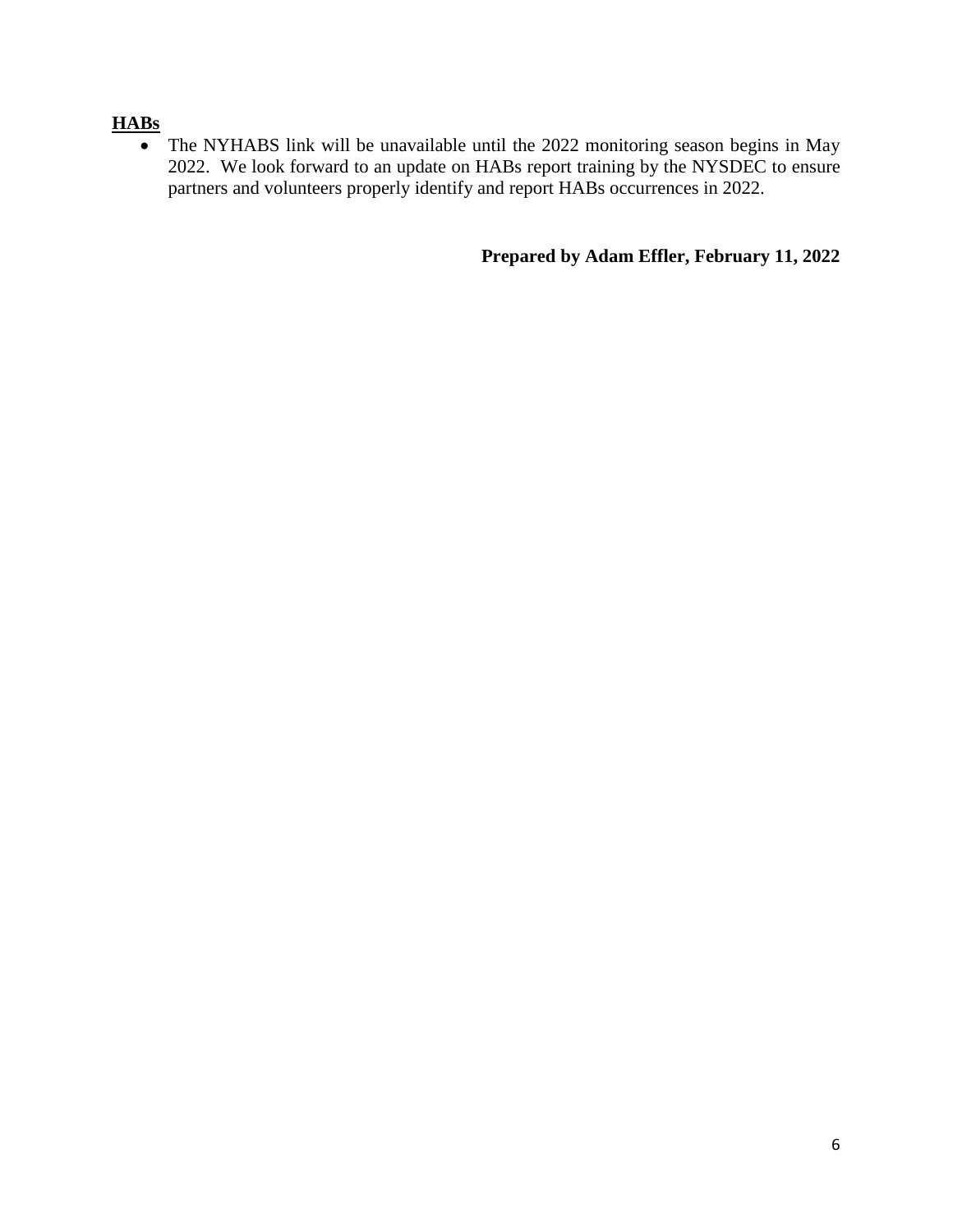**HABs**

- The NYHABS link will be unavailable until the 2022 monitoring season begins in May 2022. We look forward to an update on HABs report training by the NYSDEC to ensure partners and volunteers properly identify and report HABs occurrences in 2022.

**Prepared by Adam Effler, February 11, 2022**